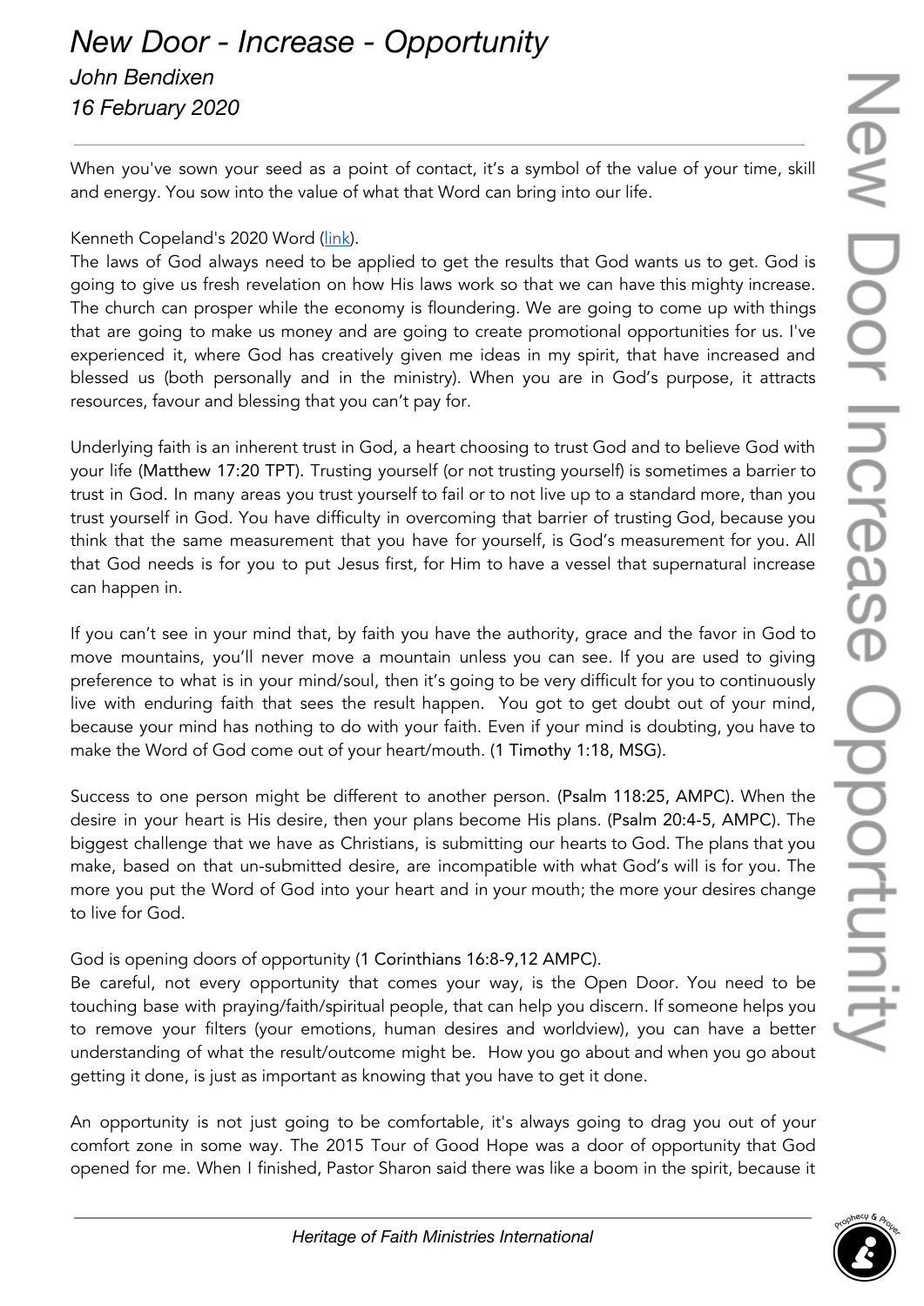# *New Door - Increase - Opportunity*

*John Bendixen*

*16 February 2020*

---

When you've sown your seed as a point of contact, it's a symbol of the value of your time, skill and energy. You sow into the value of what that Word can bring into our life.

Kenneth Copeland's 2020 Word (link).
The laws of God always need to be applied to get the results that God wants us to get. God is going to give us fresh revelation on how His laws work so that we can have this mighty increase. The church can prosper while the economy is floundering. We are going to come up with things that are going to make us money and are going to create promotional opportunities for us. I've experienced it, where God has creatively given me ideas in my spirit, that have increased and blessed us (both personally and in the ministry). When you are in God's purpose, it attracts resources, favour and blessing that you can't pay for.

Underlying faith is an inherent trust in God, a heart choosing to trust God and to believe God with your life (Matthew 17:20 TPT). Trusting yourself (or not trusting yourself) is sometimes a barrier to trust in God. In many areas you trust yourself to fail or to not live up to a standard more, than you trust yourself in God. You have difficulty in overcoming that barrier of trusting God, because you think that the same measurement that you have for yourself, is God's measurement for you. All that God needs is for you to put Jesus first, for Him to have a vessel that supernatural increase can happen in.

If you can't see in your mind that, by faith you have the authority, grace and the favor in God to move mountains, you'll never move a mountain unless you can see. If you are used to giving preference to what is in your mind/soul, then it's going to be very difficult for you to continuously live with enduring faith that sees the result happen. You got to get doubt out of your mind, because your mind has nothing to do with your faith. Even if your mind is doubting, you have to make the Word of God come out of your heart/mouth. (1 Timothy 1:18, MSG).

Success to one person might be different to another person. (Psalm 118:25, AMPC). When the desire in your heart is His desire, then your plans become His plans. (Psalm 20:4-5, AMPC). The biggest challenge that we have as Christians, is submitting our hearts to God. The plans that you make, based on that un-submitted desire, are incompatible with what God's will is for you. The more you put the Word of God into your heart and in your mouth; the more your desires change to live for God.

God is opening doors of opportunity (1 Corinthians 16:8-9,12 AMPC).
Be careful, not every opportunity that comes your way, is the Open Door. You need to be touching base with praying/faith/spiritual people, that can help you discern. If someone helps you to remove your filters (your emotions, human desires and worldview), you can have a better understanding of what the result/outcome might be. How you go about and when you go about getting it done, is just as important as knowing that you have to get it done.

An opportunity is not just going to be comfortable, it's always going to drag you out of your comfort zone in some way. The 2015 Tour of Good Hope was a door of opportunity that God opened for me. When I finished, Pastor Sharon said there was like a boom in the spirit, because it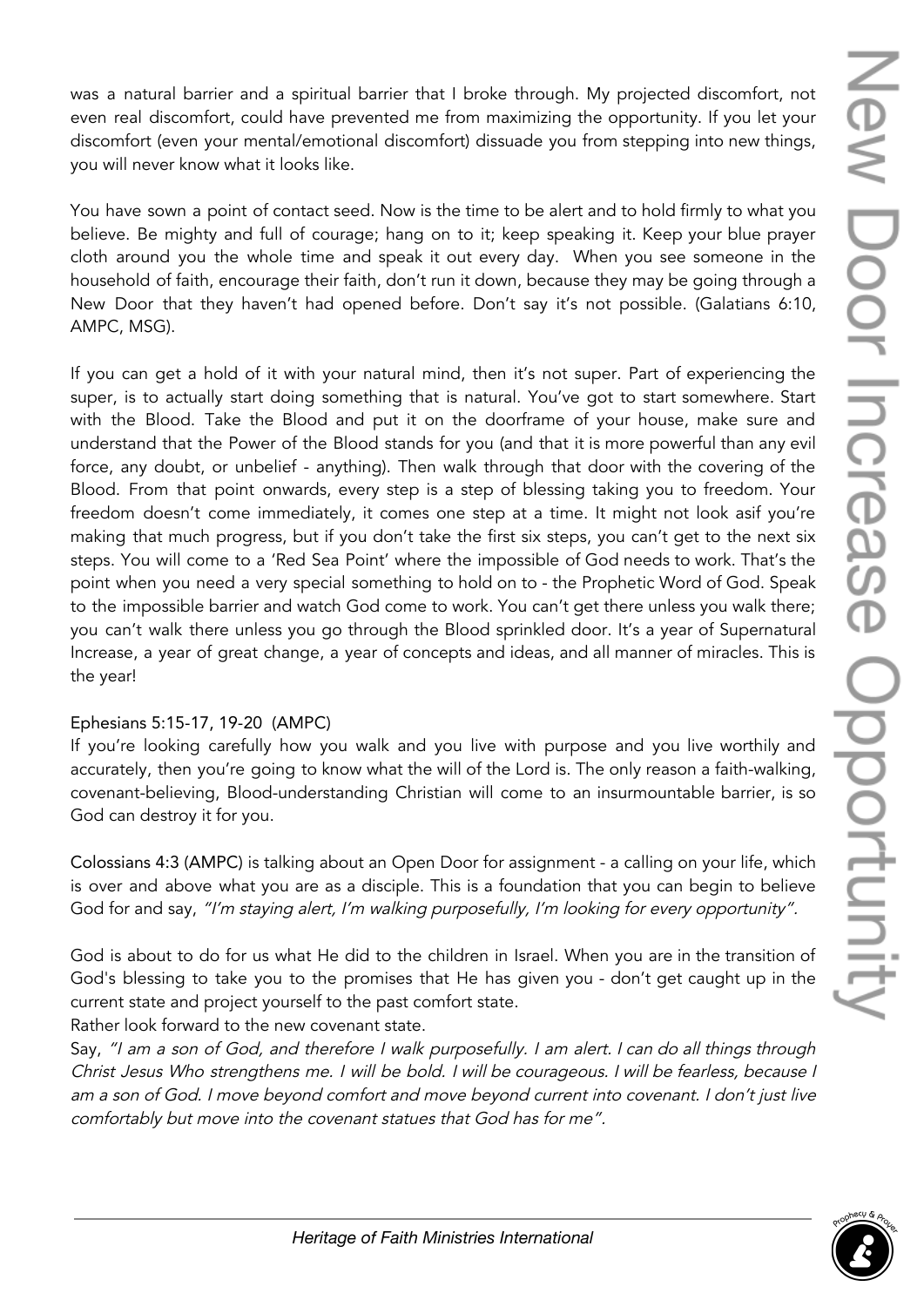was a natural barrier and a spiritual barrier that I broke through. My projected discomfort, not even real discomfort, could have prevented me from maximizing the opportunity. If you let your discomfort (even your mental/emotional discomfort) dissuade you from stepping into new things, you will never know what it looks like.

You have sown a point of contact seed. Now is the time to be alert and to hold firmly to what you believe. Be mighty and full of courage; hang on to it; keep speaking it. Keep your blue prayer cloth around you the whole time and speak it out every day. When you see someone in the household of faith, encourage their faith, don't run it down, because they may be going through a New Door that they haven't had opened before. Don't say it's not possible. (Galatians 6:10, AMPC, MSG).

If you can get a hold of it with your natural mind, then it's not super. Part of experiencing the super, is to actually start doing something that is natural. You've got to start somewhere. Start with the Blood. Take the Blood and put it on the doorframe of your house, make sure and understand that the Power of the Blood stands for you (and that it is more powerful than any evil force, any doubt, or unbelief - anything). Then walk through that door with the covering of the Blood. From that point onwards, every step is a step of blessing taking you to freedom. Your freedom doesn't come immediately, it comes one step at a time. It might not look asif you're making that much progress, but if you don't take the first six steps, you can't get to the next six steps. You will come to a 'Red Sea Point' where the impossible of God needs to work. That's the point when you need a very special something to hold on to - the Prophetic Word of God. Speak to the impossible barrier and watch God come to work. You can't get there unless you walk there; you can't walk there unless you go through the Blood sprinkled door. It's a year of Supernatural Increase, a year of great change, a year of concepts and ideas, and all manner of miracles. This is the year!

Ephesians 5:15-17, 19-20 (AMPC)
If you're looking carefully how you walk and you live with purpose and you live worthily and accurately, then you're going to know what the will of the Lord is. The only reason a faith-walking, covenant-believing, Blood-understanding Christian will come to an insurmountable barrier, is so God can destroy it for you.

Colossians 4:3 (AMPC) is talking about an Open Door for assignment - a calling on your life, which is over and above what you are as a disciple. This is a foundation that you can begin to believe God for and say, *"I'm staying alert, I'm walking purposefully, I'm looking for every opportunity".*

God is about to do for us what He did to the children in Israel. When you are in the transition of God's blessing to take you to the promises that He has given you - don't get caught up in the current state and project yourself to the past comfort state.
Rather look forward to the new covenant state.
Say, *"I am a son of God, and therefore I walk purposefully. I am alert. I can do all things through Christ Jesus Who strengthens me. I will be bold. I will be courageous. I will be fearless, because I am a son of God. I move beyond comfort and move beyond current into covenant. I don't just live comfortably but move into the covenant statues that God has for me".*